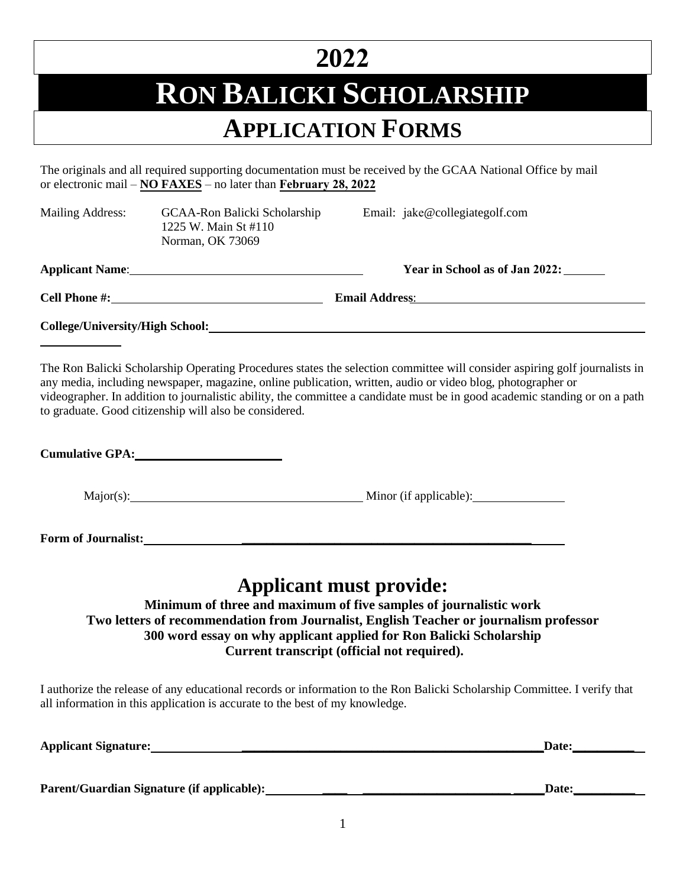# 2022

# RON BALICKI SCHOLARSHIP

## APPLICATION FORMS

The originals and all required supporting documentation must be received by the GCAA National Office by mail or electronic mail – **NO FAXES** – no later than **February 28, 2022**

Mailing Address: GCAA-Ron Balicki Scholarship
1225 W. Main St #110
Norman, OK 73069

Email: jake@collegiategolf.com

**Applicant Name**: ______________________________ **Year in School as of Jan 2022:** ________

**Cell Phone #:** ______________________________ **Email Address**: ______________________________

**College/University/High School:** ______________________________

The Ron Balicki Scholarship Operating Procedures states the selection committee will consider aspiring golf journalists in any media, including newspaper, magazine, online publication, written, audio or video blog, photographer or videographer. In addition to journalistic ability, the committee a candidate must be in good academic standing or on a path to graduate. Good citizenship will also be considered.

**Cumulative GPA:** ______________________

Major(s): ______________________________ Minor (if applicable): ______________

**Form of Journalist:** ______________________________________________

## Applicant must provide:

**Minimum of three and maximum of five samples of journalistic work**
**Two letters of recommendation from Journalist, English Teacher or journalism professor**
**300 word essay on why applicant applied for Ron Balicki Scholarship**
**Current transcript (official not required).**

I authorize the release of any educational records or information to the Ron Balicki Scholarship Committee. I verify that all information in this application is accurate to the best of my knowledge.

**Applicant Signature:** ______________________________________________ **Date:** __________

**Parent/Guardian Signature (if applicable):** ______________________________ **Date:** __________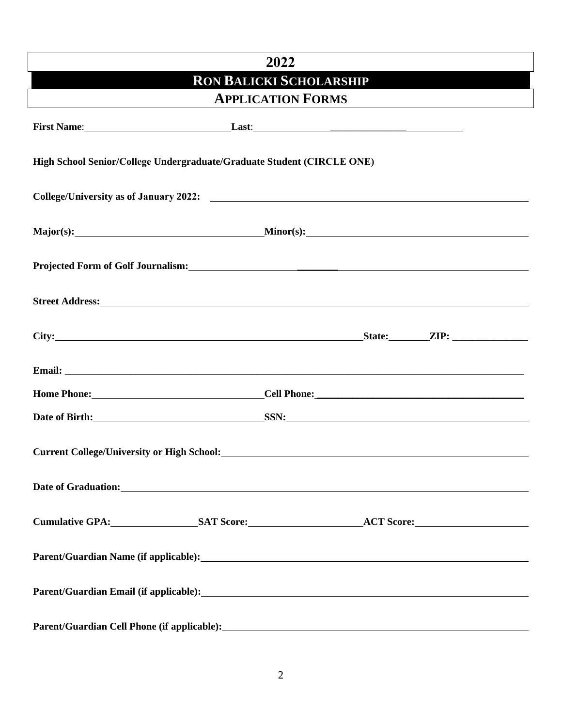# 2022

## RON BALICKI SCHOLARSHIP

## APPLICATION FORMS

**First Name**:______________________________ **Last**:______________________________________

**High School Senior/College Undergraduate/Graduate Student (CIRCLE ONE)**

**College/University as of January 2022:** ____________________________________________________________

**Major(s):**______________________________________ **Minor(s):**______________________________________________

**Projected Form of Golf Journalism:**____________________________________________________________

**Street Address:**____________________________________________________________________________________

**City:**________________________________________________________________ **State:**________ **ZIP:** _______________

**Email:** ____________________________________________________________________________________________

**Home Phone:**__________________________________ **Cell Phone:** __________________________________________

**Date of Birth:**__________________________________ **SSN:**______________________________________________

**Current College/University or High School:**______________________________________________________________

**Date of Graduation:**__________________________________________________________________________________

**Cumulative GPA:**________________ **SAT Score:**______________________ **ACT Score:**______________________

**Parent/Guardian Name (if applicable):**__________________________________________________________________

**Parent/Guardian Email (if applicable):**__________________________________________________________________

**Parent/Guardian Cell Phone (if applicable):**_______________________________________________________________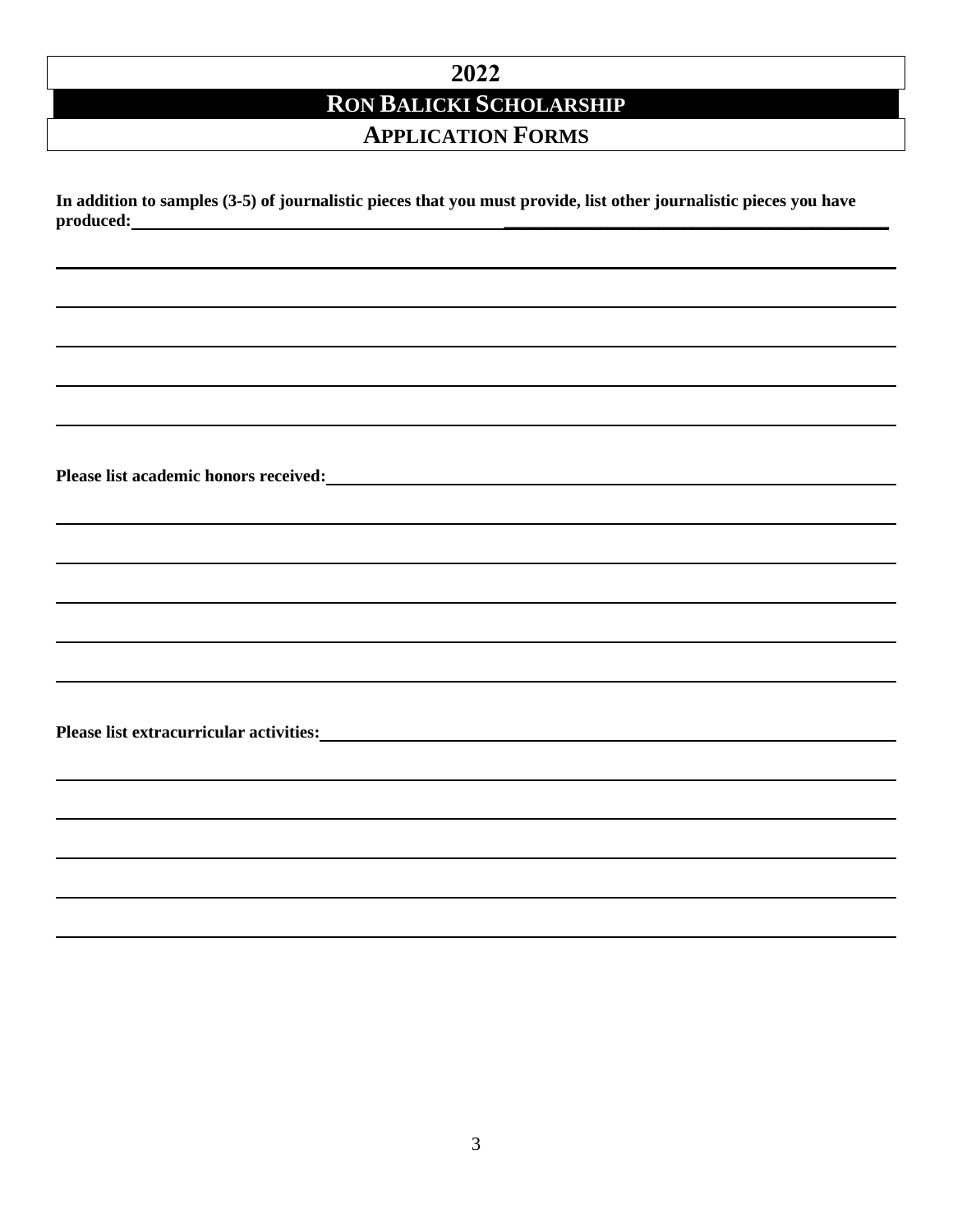# 2022

## RON BALICKI SCHOLARSHIP

## APPLICATION FORMS

**In addition to samples (3-5) of journalistic pieces that you must provide, list other journalistic pieces you have produced:**

**Please list academic honors received:**

**Please list extracurricular activities:**